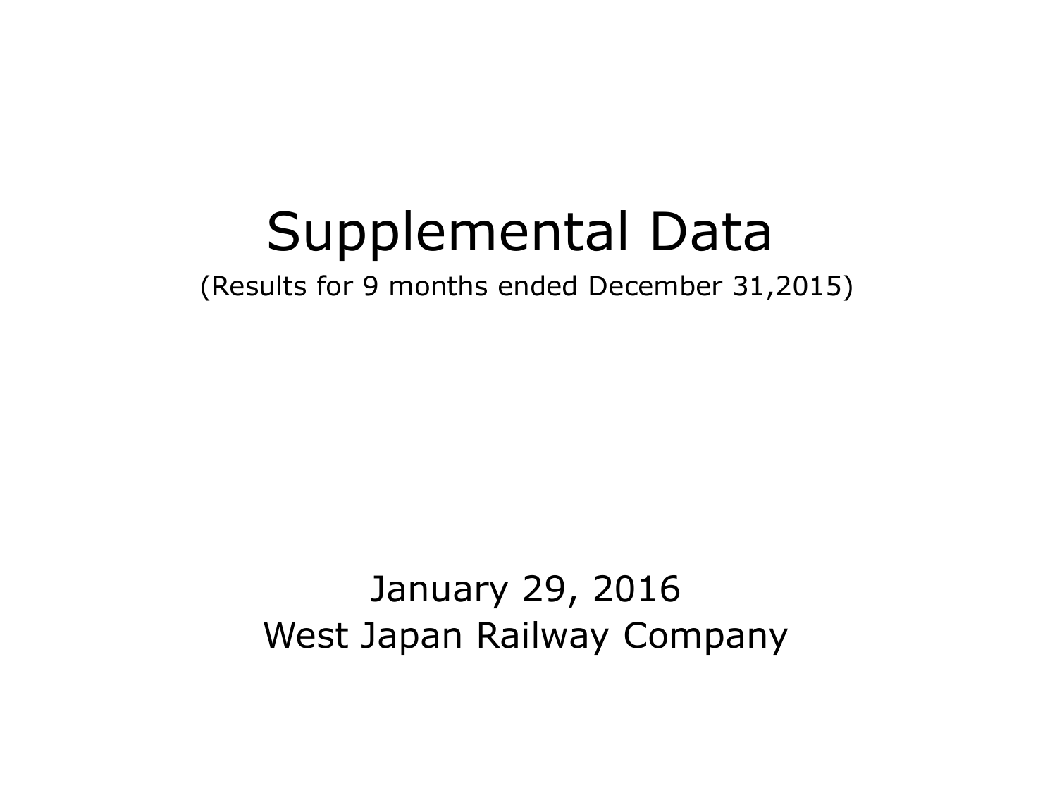# Supplemental Data

(Results for 9 months ended December 31,2015)

January 29, 2016

West Japan Railway Company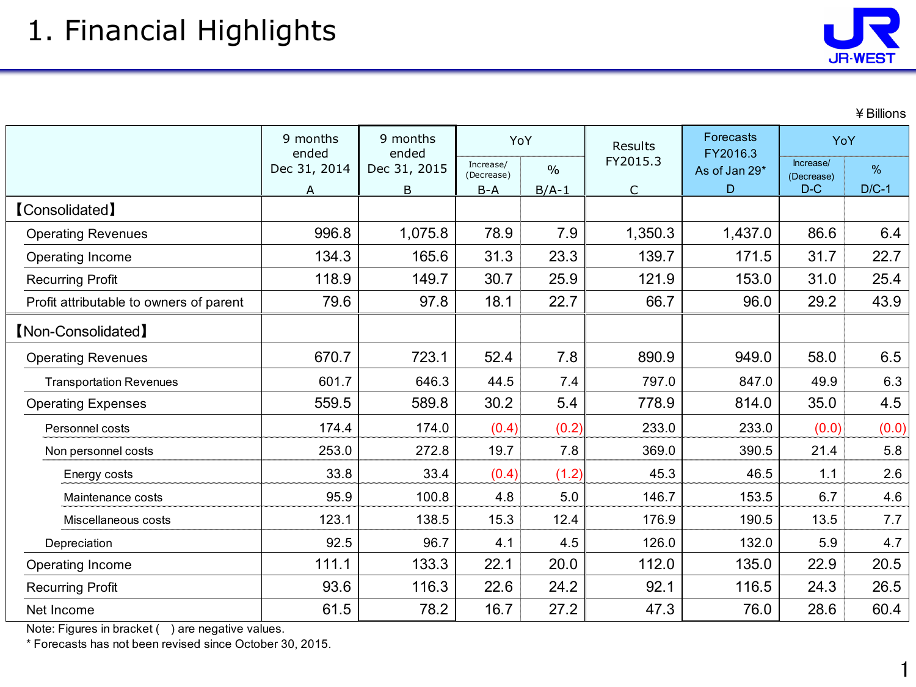# 1. Financial Highlights

¥ Billions

| | 9 months ended Dec 31, 2014 | 9 months ended Dec 31, 2015 | YoY | | Results FY2015.3 | Forecasts FY2016.3 As of Jan 29* | YoY | |
|---|---|---|---|---|---|---|---|---|
| | A | B | Increase/ (Decrease) B-A | % B/A-1 | C | D | Increase/ (Decrease) D-C | % D/C-1 |
| 【Consolidated】 | | | | | | | | |
| Operating Revenues | 996.8 | 1,075.8 | 78.9 | 7.9 | 1,350.3 | 1,437.0 | 86.6 | 6.4 |
| Operating Income | 134.3 | 165.6 | 31.3 | 23.3 | 139.7 | 171.5 | 31.7 | 22.7 |
| Recurring Profit | 118.9 | 149.7 | 30.7 | 25.9 | 121.9 | 153.0 | 31.0 | 25.4 |
| Profit attributable to owners of parent | 79.6 | 97.8 | 18.1 | 22.7 | 66.7 | 96.0 | 29.2 | 43.9 |
| 【Non-Consolidated】 | | | | | | | | |
| Operating Revenues | 670.7 | 723.1 | 52.4 | 7.8 | 890.9 | 949.0 | 58.0 | 6.5 |
| Transportation Revenues | 601.7 | 646.3 | 44.5 | 7.4 | 797.0 | 847.0 | 49.9 | 6.3 |
| Operating Expenses | 559.5 | 589.8 | 30.2 | 5.4 | 778.9 | 814.0 | 35.0 | 4.5 |
| Personnel costs | 174.4 | 174.0 | (0.4) | (0.2) | 233.0 | 233.0 | (0.0) | (0.0) |
| Non personnel costs | 253.0 | 272.8 | 19.7 | 7.8 | 369.0 | 390.5 | 21.4 | 5.8 |
| Energy costs | 33.8 | 33.4 | (0.4) | (1.2) | 45.3 | 46.5 | 1.1 | 2.6 |
| Maintenance costs | 95.9 | 100.8 | 4.8 | 5.0 | 146.7 | 153.5 | 6.7 | 4.6 |
| Miscellaneous costs | 123.1 | 138.5 | 15.3 | 12.4 | 176.9 | 190.5 | 13.5 | 7.7 |
| Depreciation | 92.5 | 96.7 | 4.1 | 4.5 | 126.0 | 132.0 | 5.9 | 4.7 |
| Operating Income | 111.1 | 133.3 | 22.1 | 20.0 | 112.0 | 135.0 | 22.9 | 20.5 |
| Recurring Profit | 93.6 | 116.3 | 22.6 | 24.2 | 92.1 | 116.5 | 24.3 | 26.5 |
| Net Income | 61.5 | 78.2 | 16.7 | 27.2 | 47.3 | 76.0 | 28.6 | 60.4 |

Note: Figures in bracket ( ) are negative values.

* Forecasts has not been revised since October 30, 2015.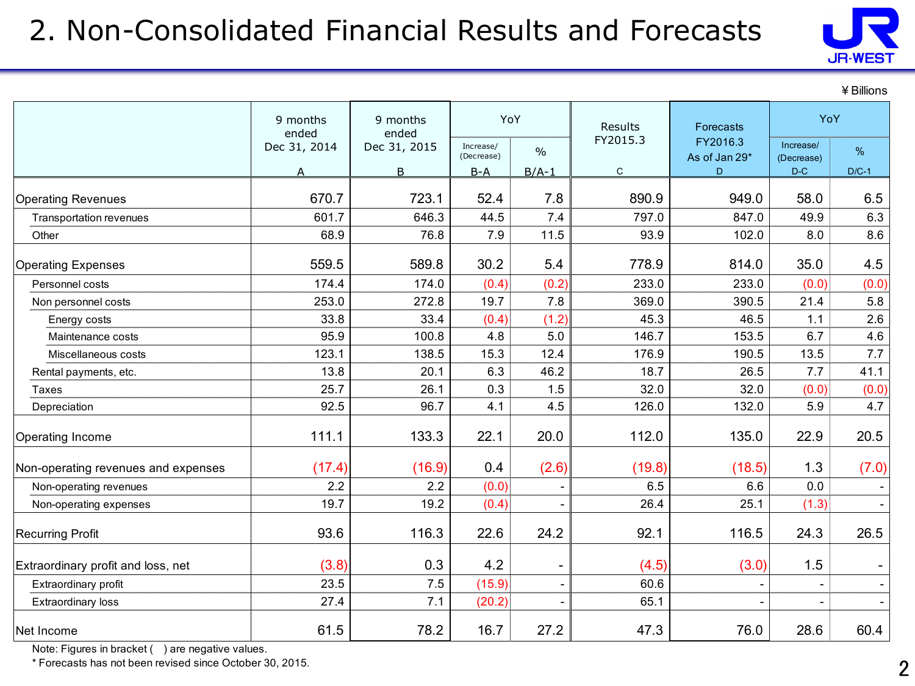# 2. Non-Consolidated Financial Results and Forecasts

¥ Billions

| | 9 months ended Dec 31, 2014 A | 9 months ended Dec 31, 2015 B | YoY Increase/(Decrease) B-A | YoY % B/A-1 | Results FY2015.3 C | Forecasts FY2016.3 As of Jan 29* D | YoY Increase/(Decrease) D-C | YoY % D/C-1 |
|---|---|---|---|---|---|---|---|---|
| Operating Revenues | 670.7 | 723.1 | 52.4 | 7.8 | 890.9 | 949.0 | 58.0 | 6.5 |
| Transportation revenues | 601.7 | 646.3 | 44.5 | 7.4 | 797.0 | 847.0 | 49.9 | 6.3 |
| Other | 68.9 | 76.8 | 7.9 | 11.5 | 93.9 | 102.0 | 8.0 | 8.6 |
| Operating Expenses | 559.5 | 589.8 | 30.2 | 5.4 | 778.9 | 814.0 | 35.0 | 4.5 |
| Personnel costs | 174.4 | 174.0 | (0.4) | (0.2) | 233.0 | 233.0 | (0.0) | (0.0) |
| Non personnel costs | 253.0 | 272.8 | 19.7 | 7.8 | 369.0 | 390.5 | 21.4 | 5.8 |
| Energy costs | 33.8 | 33.4 | (0.4) | (1.2) | 45.3 | 46.5 | 1.1 | 2.6 |
| Maintenance costs | 95.9 | 100.8 | 4.8 | 5.0 | 146.7 | 153.5 | 6.7 | 4.6 |
| Miscellaneous costs | 123.1 | 138.5 | 15.3 | 12.4 | 176.9 | 190.5 | 13.5 | 7.7 |
| Rental payments, etc. | 13.8 | 20.1 | 6.3 | 46.2 | 18.7 | 26.5 | 7.7 | 41.1 |
| Taxes | 25.7 | 26.1 | 0.3 | 1.5 | 32.0 | 32.0 | (0.0) | (0.0) |
| Depreciation | 92.5 | 96.7 | 4.1 | 4.5 | 126.0 | 132.0 | 5.9 | 4.7 |
| Operating Income | 111.1 | 133.3 | 22.1 | 20.0 | 112.0 | 135.0 | 22.9 | 20.5 |
| Non-operating revenues and expenses | (17.4) | (16.9) | 0.4 | (2.6) | (19.8) | (18.5) | 1.3 | (7.0) |
| Non-operating revenues | 2.2 | 2.2 | (0.0) | - | 6.5 | 6.6 | 0.0 | - |
| Non-operating expenses | 19.7 | 19.2 | (0.4) | - | 26.4 | 25.1 | (1.3) | - |
| Recurring Profit | 93.6 | 116.3 | 22.6 | 24.2 | 92.1 | 116.5 | 24.3 | 26.5 |
| Extraordinary profit and loss, net | (3.8) | 0.3 | 4.2 | - | (4.5) | (3.0) | 1.5 | - |
| Extraordinary profit | 23.5 | 7.5 | (15.9) | - | 60.6 | - | - | - |
| Extraordinary loss | 27.4 | 7.1 | (20.2) | - | 65.1 | - | - | - |
| Net Income | 61.5 | 78.2 | 16.7 | 27.2 | 47.3 | 76.0 | 28.6 | 60.4 |

Note: Figures in bracket ( ) are negative values.

* Forecasts has not been revised since October 30, 2015.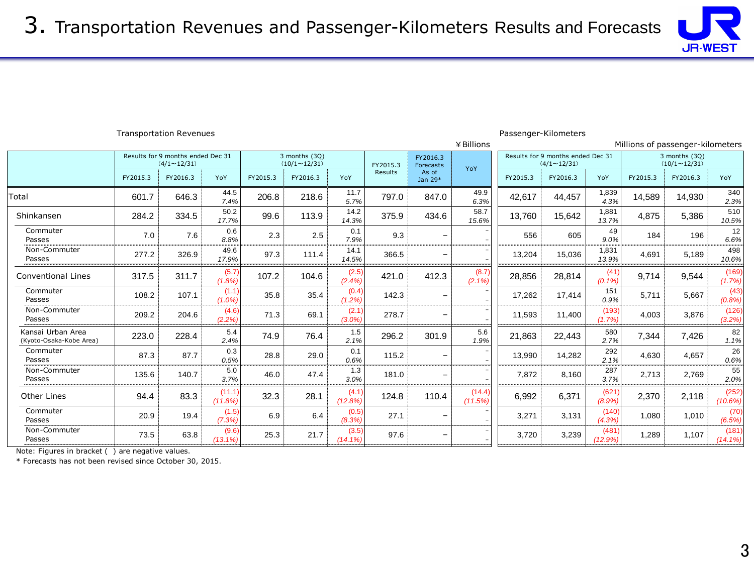# 3. Transportation Revenues and Passenger-Kilometers Results and Forecasts

Transportation Revenues

¥Billions

| | Results for 9 months ended Dec 31 (4/1～12/31) | | | 3 months (3Q) (10/1～12/31) | | | FY2015.3 Results | FY2016.3 Forecasts As of Jan 29* | YoY |
|---|---|---|---|---|---|---|---|---|---|
| | FY2015.3 | FY2016.3 | YoY | FY2015.3 | FY2016.3 | YoY | | | |
| Total | 601.7 | 646.3 | 44.5 / 7.4% | 206.8 | 218.6 | 11.7 / 5.7% | 797.0 | 847.0 | 49.9 / 6.3% |
| Shinkansen | 284.2 | 334.5 | 50.2 / 17.7% | 99.6 | 113.9 | 14.2 / 14.3% | 375.9 | 434.6 | 58.7 / 15.6% |
| Commuter Passes | 7.0 | 7.6 | 0.6 / 8.8% | 2.3 | 2.5 | 0.1 / 7.9% | 9.3 | – | – / – |
| Non-Commuter Passes | 277.2 | 326.9 | 49.6 / 17.9% | 97.3 | 111.4 | 14.1 / 14.5% | 366.5 | – | – / – |
| Conventional Lines | 317.5 | 311.7 | (5.7) / (1.8%) | 107.2 | 104.6 | (2.5) / (2.4%) | 421.0 | 412.3 | (8.7) / (2.1%) |
| Commuter Passes | 108.2 | 107.1 | (1.1) / (1.0%) | 35.8 | 35.4 | (0.4) / (1.2%) | 142.3 | – | – / – |
| Non-Commuter Passes | 209.2 | 204.6 | (4.6) / (2.2%) | 71.3 | 69.1 | (2.1) / (3.0%) | 278.7 | – | – / – |
| Kansai Urban Area (Kyoto-Osaka-Kobe Area) | 223.0 | 228.4 | 5.4 / 2.4% | 74.9 | 76.4 | 1.5 / 2.1% | 296.2 | 301.9 | 5.6 / 1.9% |
| Commuter Passes | 87.3 | 87.7 | 0.3 / 0.5% | 28.8 | 29.0 | 0.1 / 0.6% | 115.2 | – | – / – |
| Non-Commuter Passes | 135.6 | 140.7 | 5.0 / 3.7% | 46.0 | 47.4 | 1.3 / 3.0% | 181.0 | – | – / – |
| Other Lines | 94.4 | 83.3 | (11.1) / (11.8%) | 32.3 | 28.1 | (4.1) / (12.8%) | 124.8 | 110.4 | (14.4) / (11.5%) |
| Commuter Passes | 20.9 | 19.4 | (1.5) / (7.3%) | 6.9 | 6.4 | (0.5) / (8.3%) | 27.1 | – | – / – |
| Non-Commuter Passes | 73.5 | 63.8 | (9.6) / (13.1%) | 25.3 | 21.7 | (3.5) / (14.1%) | 97.6 | – | – / – |

Passenger-Kilometers

Millions of passenger-kilometers

| | Results for 9 months ended Dec 31 (4/1～12/31) | | | 3 months (3Q) (10/1～12/31) | | |
|---|---|---|---|---|---|---|
| | FY2015.3 | FY2016.3 | YoY | FY2015.3 | FY2016.3 | YoY |
| Total | 42,617 | 44,457 | 1,839 / 4.3% | 14,589 | 14,930 | 340 / 2.3% |
| Shinkansen | 13,760 | 15,642 | 1,881 / 13.7% | 4,875 | 5,386 | 510 / 10.5% |
| Commuter Passes | 556 | 605 | 49 / 9.0% | 184 | 196 | 12 / 6.6% |
| Non-Commuter Passes | 13,204 | 15,036 | 1,831 / 13.9% | 4,691 | 5,189 | 498 / 10.6% |
| Conventional Lines | 28,856 | 28,814 | (41) / (0.1%) | 9,714 | 9,544 | (169) / (1.7%) |
| Commuter Passes | 17,262 | 17,414 | 151 / 0.9% | 5,711 | 5,667 | (43) / (0.8%) |
| Non-Commuter Passes | 11,593 | 11,400 | (193) / (1.7%) | 4,003 | 3,876 | (126) / (3.2%) |
| Kansai Urban Area (Kyoto-Osaka-Kobe Area) | 21,863 | 22,443 | 580 / 2.7% | 7,344 | 7,426 | 82 / 1.1% |
| Commuter Passes | 13,990 | 14,282 | 292 / 2.1% | 4,630 | 4,657 | 26 / 0.6% |
| Non-Commuter Passes | 7,872 | 8,160 | 287 / 3.7% | 2,713 | 2,769 | 55 / 2.0% |
| Other Lines | 6,992 | 6,371 | (621) / (8.9%) | 2,370 | 2,118 | (252) / (10.6%) |
| Commuter Passes | 3,271 | 3,131 | (140) / (4.3%) | 1,080 | 1,010 | (70) / (6.5%) |
| Non-Commuter Passes | 3,720 | 3,239 | (481) / (12.9%) | 1,289 | 1,107 | (181) / (14.1%) |

Note: Figures in bracket ( ) are negative values.

* Forecasts has not been revised since October 30, 2015.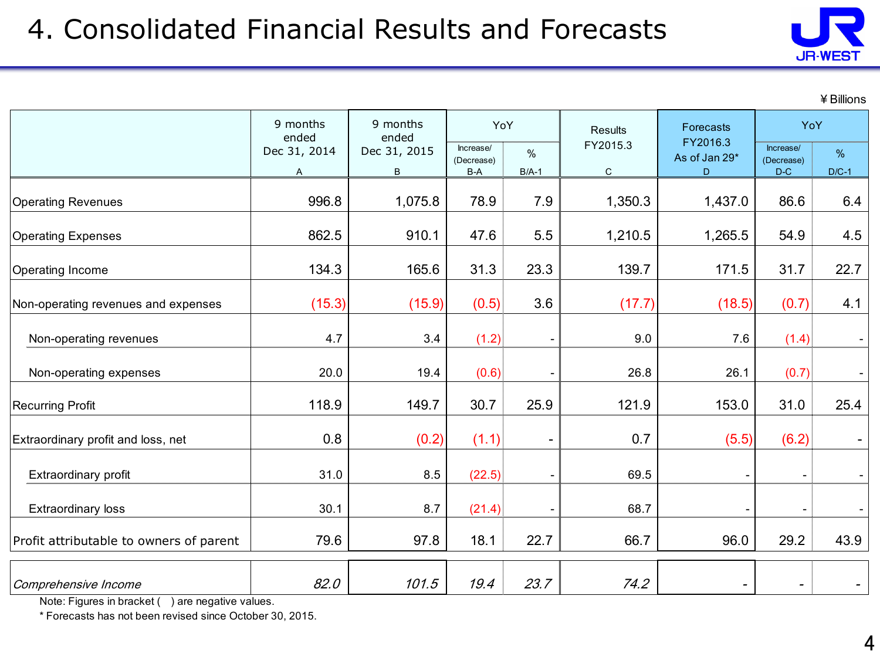# 4. Consolidated Financial Results and Forecasts

¥Billions

| | 9 months ended Dec 31, 2014 A | 9 months ended Dec 31, 2015 B | YoY Increase/(Decrease) B-A | YoY % B/A-1 | Results FY2015.3 C | Forecasts FY2016.3 As of Jan 29* D | YoY Increase/(Decrease) D-C | YoY % D/C-1 |
|---|---|---|---|---|---|---|---|---|
| Operating Revenues | 996.8 | 1,075.8 | 78.9 | 7.9 | 1,350.3 | 1,437.0 | 86.6 | 6.4 |
| Operating Expenses | 862.5 | 910.1 | 47.6 | 5.5 | 1,210.5 | 1,265.5 | 54.9 | 4.5 |
| Operating Income | 134.3 | 165.6 | 31.3 | 23.3 | 139.7 | 171.5 | 31.7 | 22.7 |
| Non-operating revenues and expenses | (15.3) | (15.9) | (0.5) | 3.6 | (17.7) | (18.5) | (0.7) | 4.1 |
| Non-operating revenues | 4.7 | 3.4 | (1.2) | - | 9.0 | 7.6 | (1.4) | - |
| Non-operating expenses | 20.0 | 19.4 | (0.6) | - | 26.8 | 26.1 | (0.7) | - |
| Recurring Profit | 118.9 | 149.7 | 30.7 | 25.9 | 121.9 | 153.0 | 31.0 | 25.4 |
| Extraordinary profit and loss, net | 0.8 | (0.2) | (1.1) | - | 0.7 | (5.5) | (6.2) | - |
| Extraordinary profit | 31.0 | 8.5 | (22.5) | - | 69.5 | - | - | - |
| Extraordinary loss | 30.1 | 8.7 | (21.4) | - | 68.7 | - | - | - |
| Profit attributable to owners of parent | 79.6 | 97.8 | 18.1 | 22.7 | 66.7 | 96.0 | 29.2 | 43.9 |
| *Comprehensive Income* | *82.0* | *101.5* | *19.4* | *23.7* | *74.2* | - | - | - |

Note: Figures in bracket ( ) are negative values.

* Forecasts has not been revised since October 30, 2015.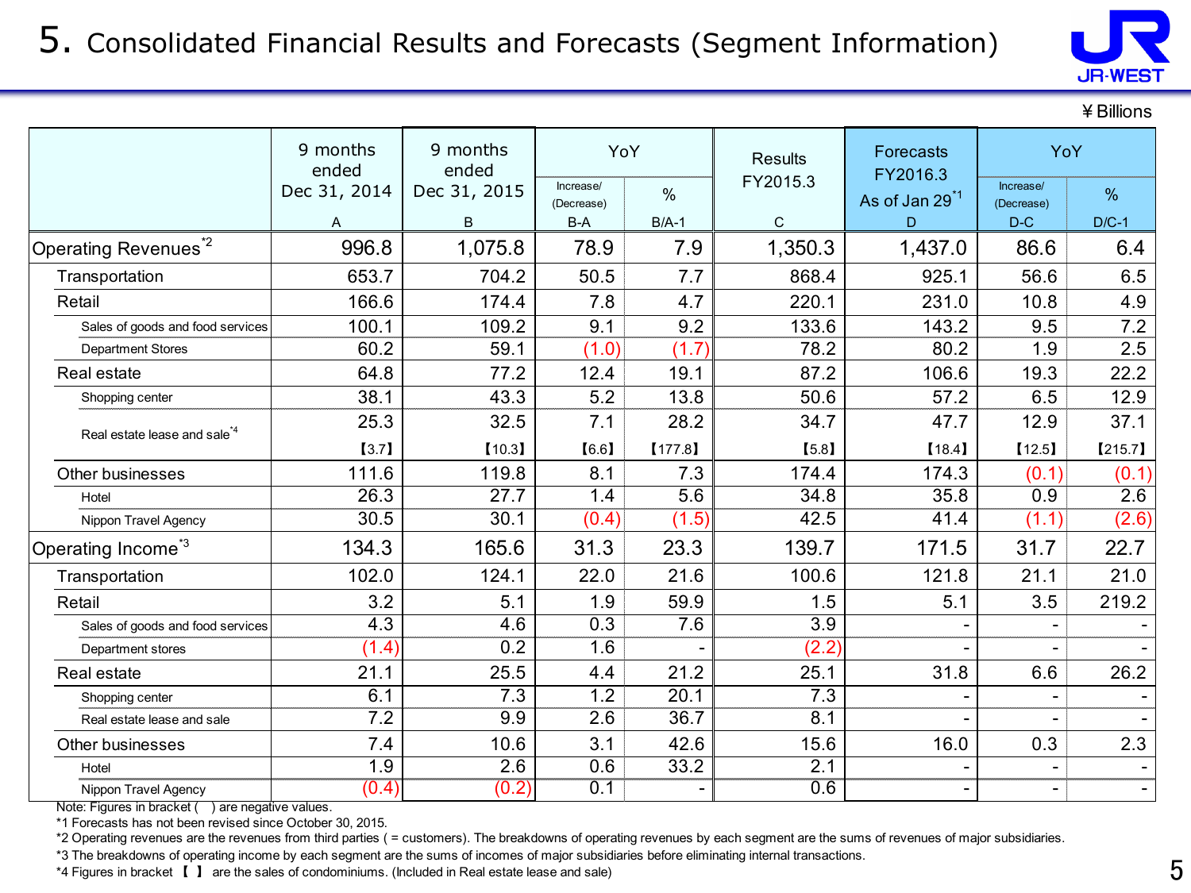# 5. Consolidated Financial Results and Forecasts (Segment Information)

¥Billions

| | 9 months ended Dec 31, 2014 A | 9 months ended Dec 31, 2015 B | YoY Increase/ (Decrease) B-A | YoY % B/A-1 | Results FY2015.3 C | Forecasts FY2016.3 As of Jan 29[*1] D | YoY Increase/ (Decrease) D-C | YoY % D/C-1 |
|---|---|---|---|---|---|---|---|---|
| Operating Revenues[*2] | 996.8 | 1,075.8 | 78.9 | 7.9 | 1,350.3 | 1,437.0 | 86.6 | 6.4 |
| Transportation | 653.7 | 704.2 | 50.5 | 7.7 | 868.4 | 925.1 | 56.6 | 6.5 |
| Retail | 166.6 | 174.4 | 7.8 | 4.7 | 220.1 | 231.0 | 10.8 | 4.9 |
| Sales of goods and food services | 100.1 | 109.2 | 9.1 | 9.2 | 133.6 | 143.2 | 9.5 | 7.2 |
| Department Stores | 60.2 | 59.1 | (1.0) | (1.7) | 78.2 | 80.2 | 1.9 | 2.5 |
| Real estate | 64.8 | 77.2 | 12.4 | 19.1 | 87.2 | 106.6 | 19.3 | 22.2 |
| Shopping center | 38.1 | 43.3 | 5.2 | 13.8 | 50.6 | 57.2 | 6.5 | 12.9 |
| Real estate lease and sale[*4] | 25.3 【3.7】 | 32.5 【10.3】 | 7.1 【6.6】 | 28.2 【177.8】 | 34.7 【5.8】 | 47.7 【18.4】 | 12.9 【12.5】 | 37.1 【215.7】 |
| Other businesses | 111.6 | 119.8 | 8.1 | 7.3 | 174.4 | 174.3 | (0.1) | (0.1) |
| Hotel | 26.3 | 27.7 | 1.4 | 5.6 | 34.8 | 35.8 | 0.9 | 2.6 |
| Nippon Travel Agency | 30.5 | 30.1 | (0.4) | (1.5) | 42.5 | 41.4 | (1.1) | (2.6) |
| Operating Income[*3] | 134.3 | 165.6 | 31.3 | 23.3 | 139.7 | 171.5 | 31.7 | 22.7 |
| Transportation | 102.0 | 124.1 | 22.0 | 21.6 | 100.6 | 121.8 | 21.1 | 21.0 |
| Retail | 3.2 | 5.1 | 1.9 | 59.9 | 1.5 | 5.1 | 3.5 | 219.2 |
| Sales of goods and food services | 4.3 | 4.6 | 0.3 | 7.6 | 3.9 | - | - | - |
| Department stores | (1.4) | 0.2 | 1.6 | - | (2.2) | - | - | - |
| Real estate | 21.1 | 25.5 | 4.4 | 21.2 | 25.1 | 31.8 | 6.6 | 26.2 |
| Shopping center | 6.1 | 7.3 | 1.2 | 20.1 | 7.3 | - | - | - |
| Real estate lease and sale | 7.2 | 9.9 | 2.6 | 36.7 | 8.1 | - | - | - |
| Other businesses | 7.4 | 10.6 | 3.1 | 42.6 | 15.6 | 16.0 | 0.3 | 2.3 |
| Hotel | 1.9 | 2.6 | 0.6 | 33.2 | 2.1 | - | - | - |
| Nippon Travel Agency | (0.4) | (0.2) | 0.1 | - | 0.6 | - | - | - |

Note: Figures in bracket ( ) are negative values.

*1 Forecasts has not been revised since October 30, 2015.

*2 Operating revenues are the revenues from third parties ( = customers). The breakdowns of operating revenues by each segment are the sums of revenues of major subsidiaries.

*3 The breakdowns of operating income by each segment are the sums of incomes of major subsidiaries before eliminating internal transactions.

*4 Figures in bracket 【 】 are the sales of condominiums. (Included in Real estate lease and sale)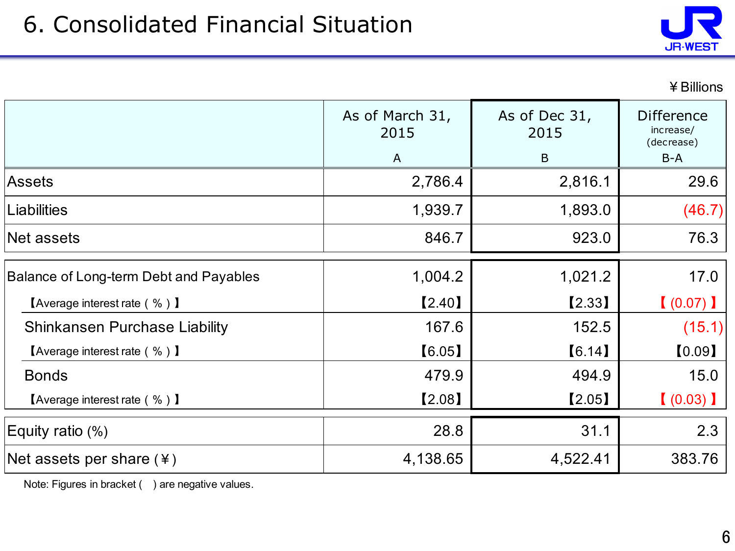# 6. Consolidated Financial Situation

¥ Billions

| | As of March 31, 2015<br>A | As of Dec 31, 2015<br>B | Difference increase/(decrease)<br>B-A |
|---|---|---|---|
| Assets | 2,786.4 | 2,816.1 | 29.6 |
| Liabilities | 1,939.7 | 1,893.0 | (46.7) |
| Net assets | 846.7 | 923.0 | 76.3 |
| Balance of Long-term Debt and Payables | 1,004.2 | 1,021.2 | 17.0 |
| 【Average interest rate ( % ) 】 | 【2.40】 | 【2.33】 | 【 (0.07) 】 |
| Shinkansen Purchase Liability | 167.6 | 152.5 | (15.1) |
| 【Average interest rate ( % ) 】 | 【6.05】 | 【6.14】 | 【0.09】 |
| Bonds | 479.9 | 494.9 | 15.0 |
| 【Average interest rate ( % ) 】 | 【2.08】 | 【2.05】 | 【 (0.03) 】 |
| Equity ratio (%) | 28.8 | 31.1 | 2.3 |
| Net assets per share (¥) | 4,138.65 | 4,522.41 | 383.76 |

Note: Figures in bracket ( ) are negative values.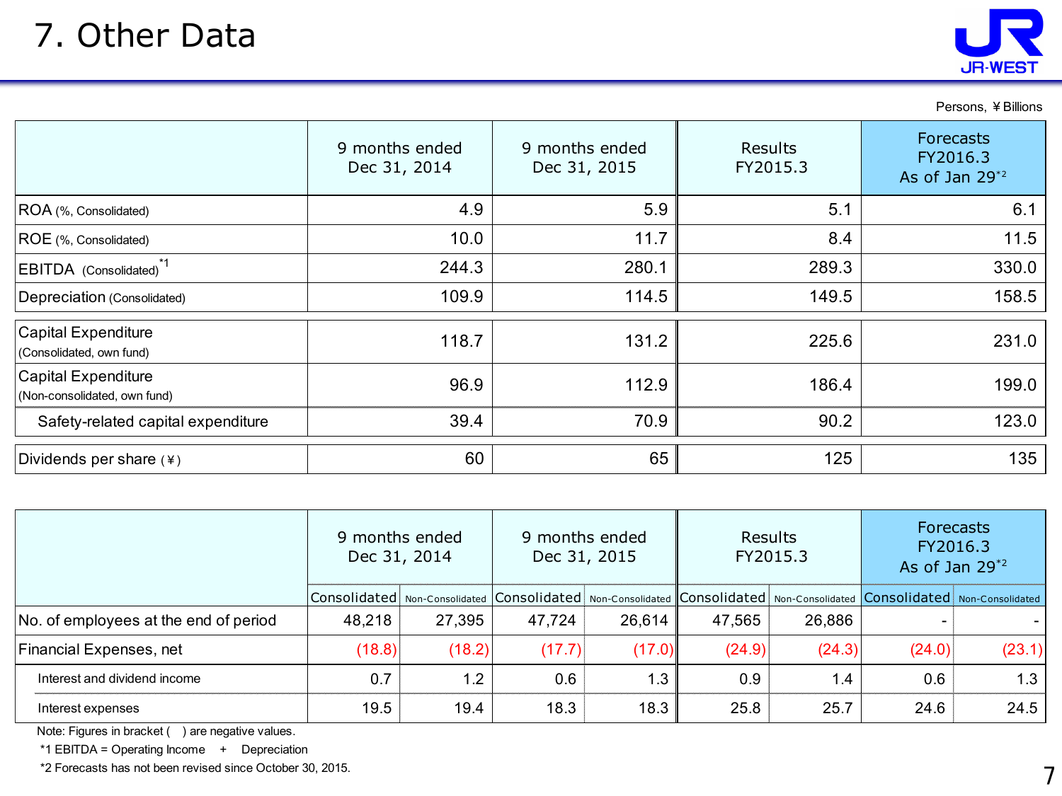# 7. Other Data

Persons, ¥Billions

| | 9 months ended Dec 31, 2014 | 9 months ended Dec 31, 2015 | Results FY2015.3 | Forecasts FY2016.3 As of Jan 29[*2] |
|---|---|---|---|---|
| ROA (%, Consolidated) | 4.9 | 5.9 | 5.1 | 6.1 |
| ROE (%, Consolidated) | 10.0 | 11.7 | 8.4 | 11.5 |
| EBITDA (Consolidated)[*1] | 244.3 | 280.1 | 289.3 | 330.0 |
| Depreciation (Consolidated) | 109.9 | 114.5 | 149.5 | 158.5 |
| Capital Expenditure (Consolidated, own fund) | 118.7 | 131.2 | 225.6 | 231.0 |
| Capital Expenditure (Non-consolidated, own fund) | 96.9 | 112.9 | 186.4 | 199.0 |
| Safety-related capital expenditure | 39.4 | 70.9 | 90.2 | 123.0 |
| Dividends per share (¥) | 60 | 65 | 125 | 135 |

| | 9 months ended Dec 31, 2014 | | 9 months ended Dec 31, 2015 | | Results FY2015.3 | | Forecasts FY2016.3 As of Jan 29[*2] | |
|---|---|---|---|---|---|---|---|---|
| | Consolidated | Non-Consolidated | Consolidated | Non-Consolidated | Consolidated | Non-Consolidated | Consolidated | Non-Consolidated |
| No. of employees at the end of period | 48,218 | 27,395 | 47,724 | 26,614 | 47,565 | 26,886 | - | - |
| Financial Expenses, net | (18.8) | (18.2) | (17.7) | (17.0) | (24.9) | (24.3) | (24.0) | (23.1) |
| Interest and dividend income | 0.7 | 1.2 | 0.6 | 1.3 | 0.9 | 1.4 | 0.6 | 1.3 |
| Interest expenses | 19.5 | 19.4 | 18.3 | 18.3 | 25.8 | 25.7 | 24.6 | 24.5 |

Note: Figures in bracket ( ) are negative values.

*1 EBITDA = Operating Income + Depreciation

*2 Forecasts has not been revised since October 30, 2015.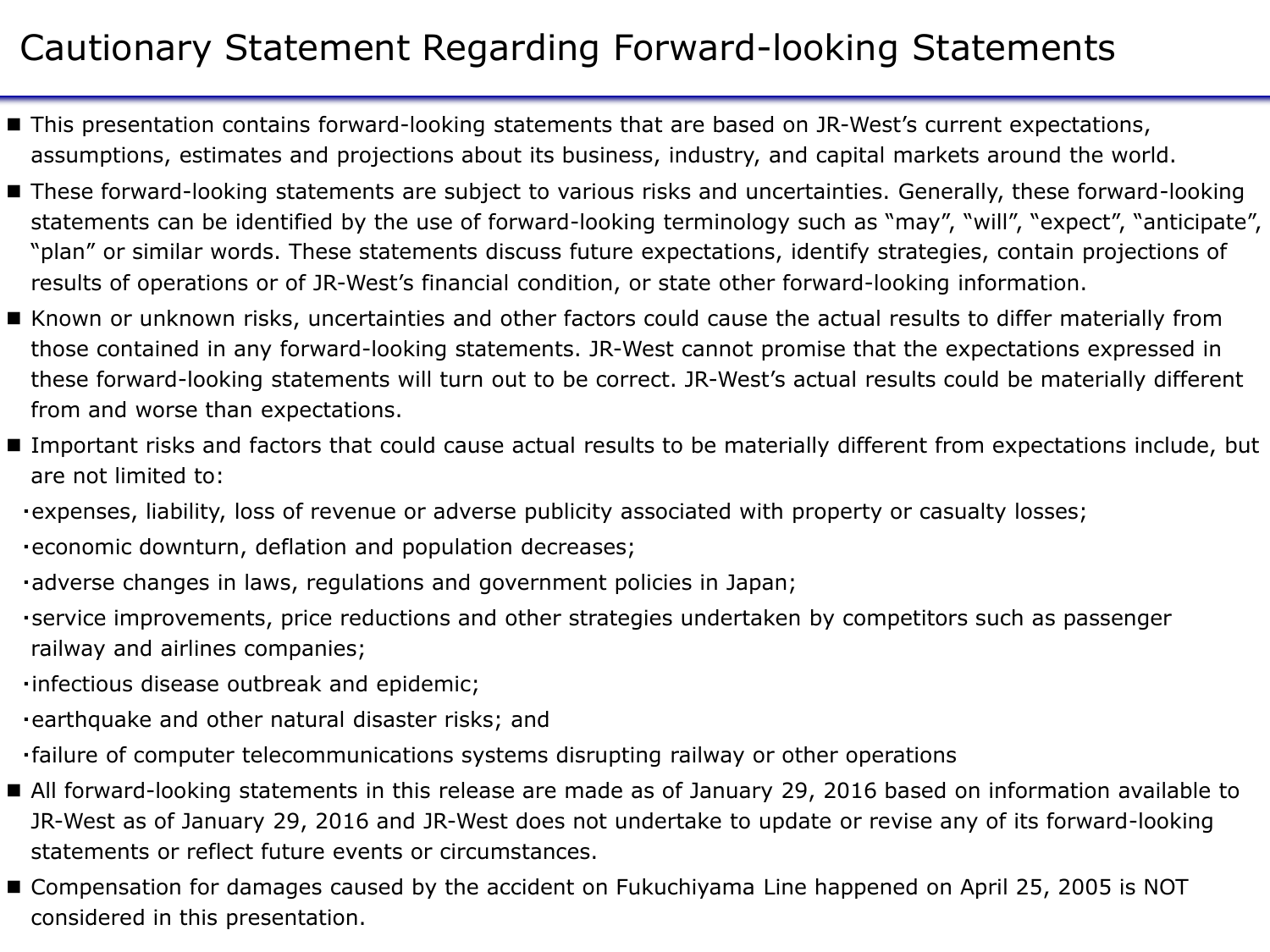# Cautionary Statement Regarding Forward-looking Statements

- This presentation contains forward-looking statements that are based on JR-West's current expectations, assumptions, estimates and projections about its business, industry, and capital markets around the world.
- These forward-looking statements are subject to various risks and uncertainties. Generally, these forward-looking statements can be identified by the use of forward-looking terminology such as "may", "will", "expect", "anticipate", "plan" or similar words. These statements discuss future expectations, identify strategies, contain projections of results of operations or of JR-West's financial condition, or state other forward-looking information.
- Known or unknown risks, uncertainties and other factors could cause the actual results to differ materially from those contained in any forward-looking statements. JR-West cannot promise that the expectations expressed in these forward-looking statements will turn out to be correct. JR-West's actual results could be materially different from and worse than expectations.
- Important risks and factors that could cause actual results to be materially different from expectations include, but are not limited to:
  - expenses, liability, loss of revenue or adverse publicity associated with property or casualty losses;
  - economic downturn, deflation and population decreases;
  - adverse changes in laws, regulations and government policies in Japan;
  - service improvements, price reductions and other strategies undertaken by competitors such as passenger railway and airlines companies;
  - infectious disease outbreak and epidemic;
  - earthquake and other natural disaster risks; and
  - failure of computer telecommunications systems disrupting railway or other operations
- All forward-looking statements in this release are made as of January 29, 2016 based on information available to JR-West as of January 29, 2016 and JR-West does not undertake to update or revise any of its forward-looking statements or reflect future events or circumstances.
- Compensation for damages caused by the accident on Fukuchiyama Line happened on April 25, 2005 is NOT considered in this presentation.